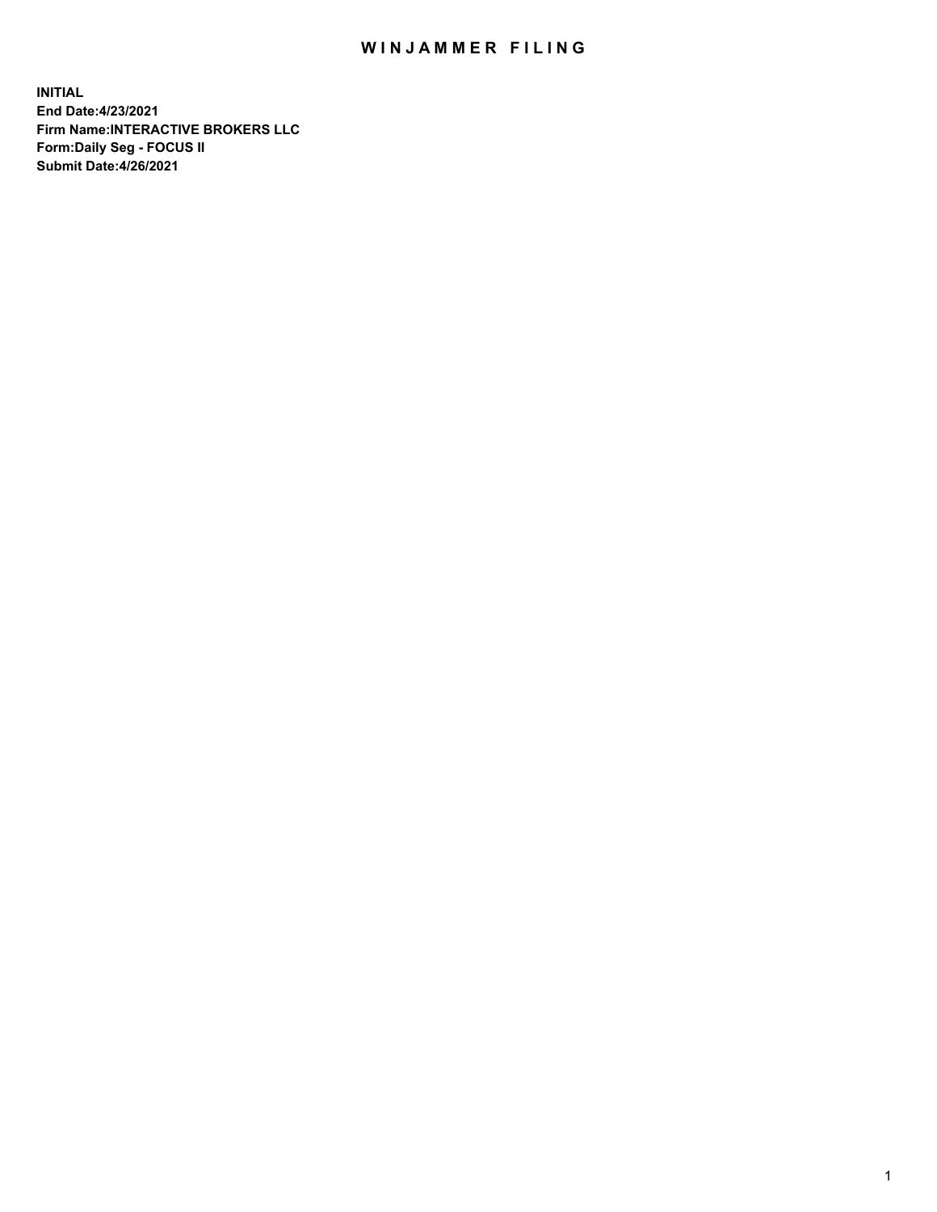# WINJAMMER FILING

**INITIAL**
**End Date:4/23/2021**
**Firm Name:INTERACTIVE BROKERS LLC**
**Form:Daily Seg - FOCUS II**
**Submit Date:4/26/2021**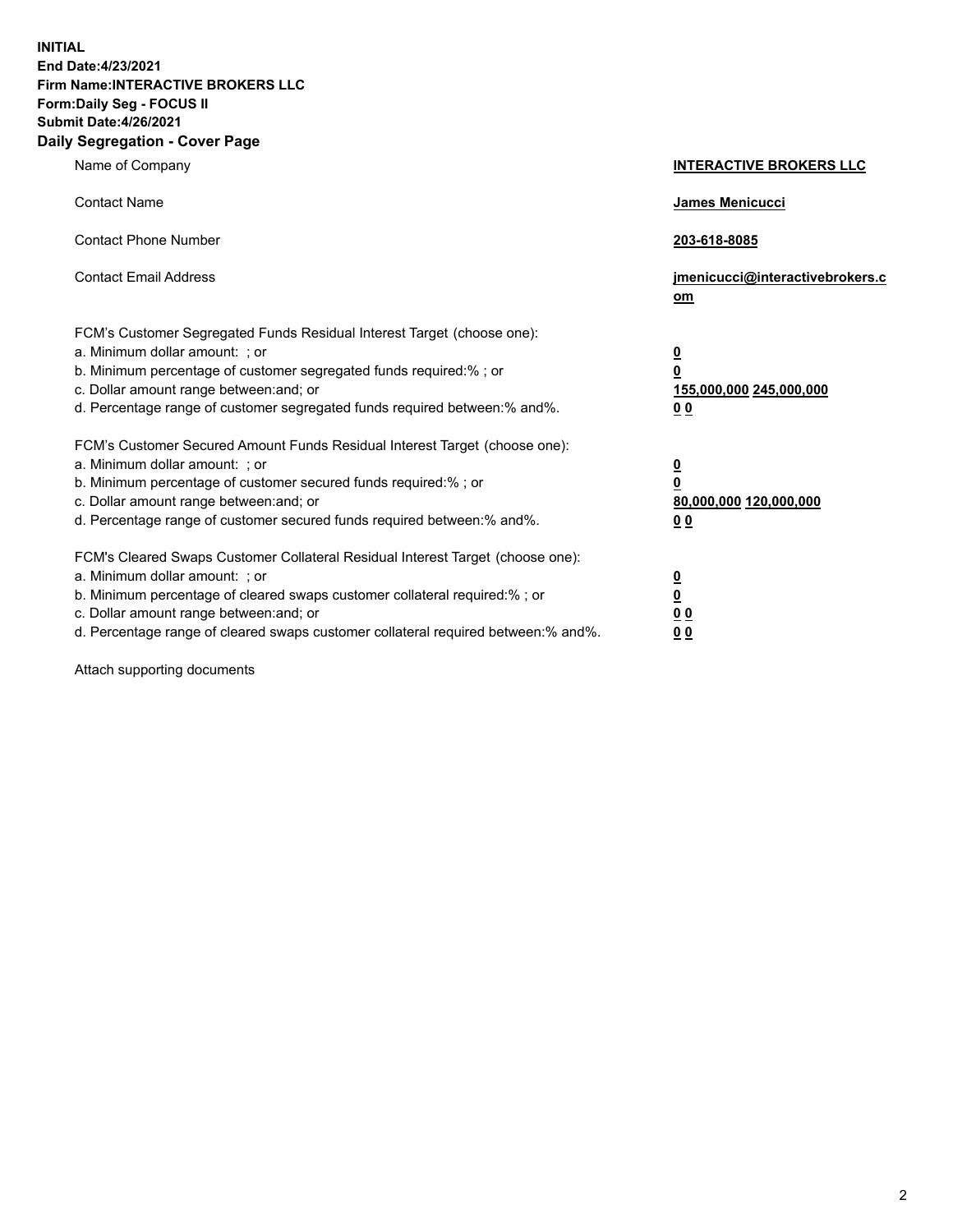**INITIAL**
**End Date:4/23/2021**
**Firm Name:INTERACTIVE BROKERS LLC**
**Form:Daily Seg - FOCUS II**
**Submit Date:4/26/2021**

## Daily Segregation - Cover Page

| | |
|---|---|
| Name of Company | **INTERACTIVE BROKERS LLC** |
| Contact Name | **James Menicucci** |
| Contact Phone Number | **203-618-8085** |
| Contact Email Address | **jmenicucci@interactivebrokers.com** |

| | |
|---|---|
| FCM's Customer Segregated Funds Residual Interest Target (choose one): | |
| a. Minimum dollar amount: ; or | **0** |
| b. Minimum percentage of customer segregated funds required:% ; or | **0** |
| c. Dollar amount range between:and; or | **155,000,000 245,000,000** |
| d. Percentage range of customer segregated funds required between:% and%. | **0 0** |
| FCM's Customer Secured Amount Funds Residual Interest Target (choose one): | |
| a. Minimum dollar amount: ; or | **0** |
| b. Minimum percentage of customer secured funds required:% ; or | **0** |
| c. Dollar amount range between:and; or | **80,000,000 120,000,000** |
| d. Percentage range of customer secured funds required between:% and%. | **0 0** |
| FCM's Cleared Swaps Customer Collateral Residual Interest Target (choose one): | |
| a. Minimum dollar amount: ; or | **0** |
| b. Minimum percentage of cleared swaps customer collateral required:% ; or | **0** |
| c. Dollar amount range between:and; or | **0 0** |
| d. Percentage range of cleared swaps customer collateral required between:% and%. | **0 0** |

Attach supporting documents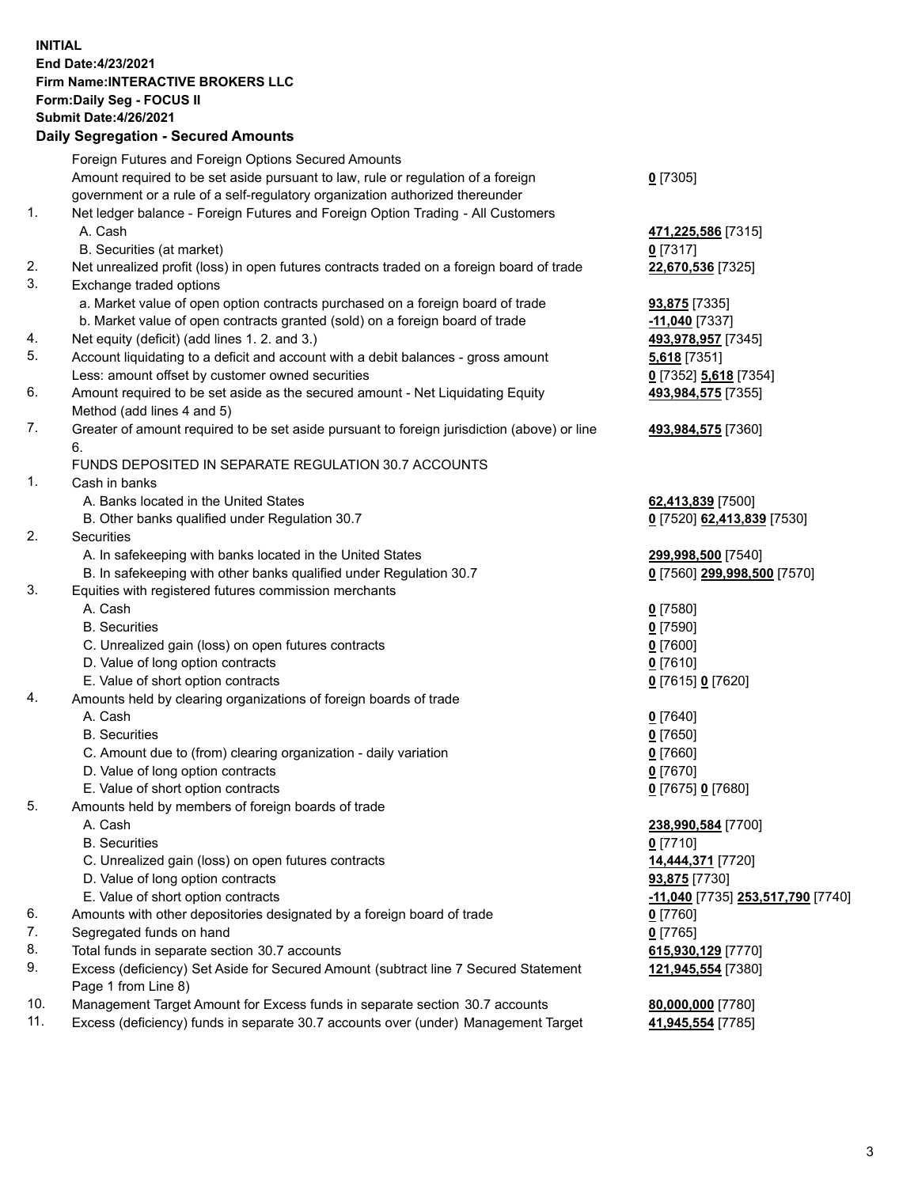**INITIAL**
**End Date:4/23/2021**
**Firm Name:INTERACTIVE BROKERS LLC**
**Form:Daily Seg - FOCUS II**
**Submit Date:4/26/2021**

## Daily Segregation - Secured Amounts

| | | |
|---|---|---|
| | Foreign Futures and Foreign Options Secured Amounts | |
| | Amount required to be set aside pursuant to law, rule or regulation of a foreign government or a rule of a self-regulatory organization authorized thereunder | **0** [7305] |
| 1. | Net ledger balance - Foreign Futures and Foreign Option Trading - All Customers | |
| | A. Cash | **471,225,586** [7315] |
| | B. Securities (at market) | **0** [7317] |
| 2. | Net unrealized profit (loss) in open futures contracts traded on a foreign board of trade | **22,670,536** [7325] |
| 3. | Exchange traded options | |
| | a. Market value of open option contracts purchased on a foreign board of trade | **93,875** [7335] |
| | b. Market value of open contracts granted (sold) on a foreign board of trade | **-11,040** [7337] |
| 4. | Net equity (deficit) (add lines 1. 2. and 3.) | **493,978,957** [7345] |
| 5. | Account liquidating to a deficit and account with a debit balances - gross amount | **5,618** [7351] |
| | Less: amount offset by customer owned securities | **0** [7352] **5,618** [7354] |
| 6. | Amount required to be set aside as the secured amount - Net Liquidating Equity Method (add lines 4 and 5) | **493,984,575** [7355] |
| 7. | Greater of amount required to be set aside pursuant to foreign jurisdiction (above) or line 6. | **493,984,575** [7360] |
| | FUNDS DEPOSITED IN SEPARATE REGULATION 30.7 ACCOUNTS | |
| 1. | Cash in banks | |
| | A. Banks located in the United States | **62,413,839** [7500] |
| | B. Other banks qualified under Regulation 30.7 | **0** [7520] **62,413,839** [7530] |
| 2. | Securities | |
| | A. In safekeeping with banks located in the United States | **299,998,500** [7540] |
| | B. In safekeeping with other banks qualified under Regulation 30.7 | **0** [7560] **299,998,500** [7570] |
| 3. | Equities with registered futures commission merchants | |
| | A. Cash | **0** [7580] |
| | B. Securities | **0** [7590] |
| | C. Unrealized gain (loss) on open futures contracts | **0** [7600] |
| | D. Value of long option contracts | **0** [7610] |
| | E. Value of short option contracts | **0** [7615] **0** [7620] |
| 4. | Amounts held by clearing organizations of foreign boards of trade | |
| | A. Cash | **0** [7640] |
| | B. Securities | **0** [7650] |
| | C. Amount due to (from) clearing organization - daily variation | **0** [7660] |
| | D. Value of long option contracts | **0** [7670] |
| | E. Value of short option contracts | **0** [7675] **0** [7680] |
| 5. | Amounts held by members of foreign boards of trade | |
| | A. Cash | **238,990,584** [7700] |
| | B. Securities | **0** [7710] |
| | C. Unrealized gain (loss) on open futures contracts | **14,444,371** [7720] |
| | D. Value of long option contracts | **93,875** [7730] |
| | E. Value of short option contracts | **-11,040** [7735] **253,517,790** [7740] |
| 6. | Amounts with other depositories designated by a foreign board of trade | **0** [7760] |
| 7. | Segregated funds on hand | **0** [7765] |
| 8. | Total funds in separate section 30.7 accounts | **615,930,129** [7770] |
| 9. | Excess (deficiency) Set Aside for Secured Amount (subtract line 7 Secured Statement Page 1 from Line 8) | **121,945,554** [7380] |
| 10. | Management Target Amount for Excess funds in separate section 30.7 accounts | **80,000,000** [7780] |
| 11. | Excess (deficiency) funds in separate 30.7 accounts over (under) Management Target | **41,945,554** [7785] |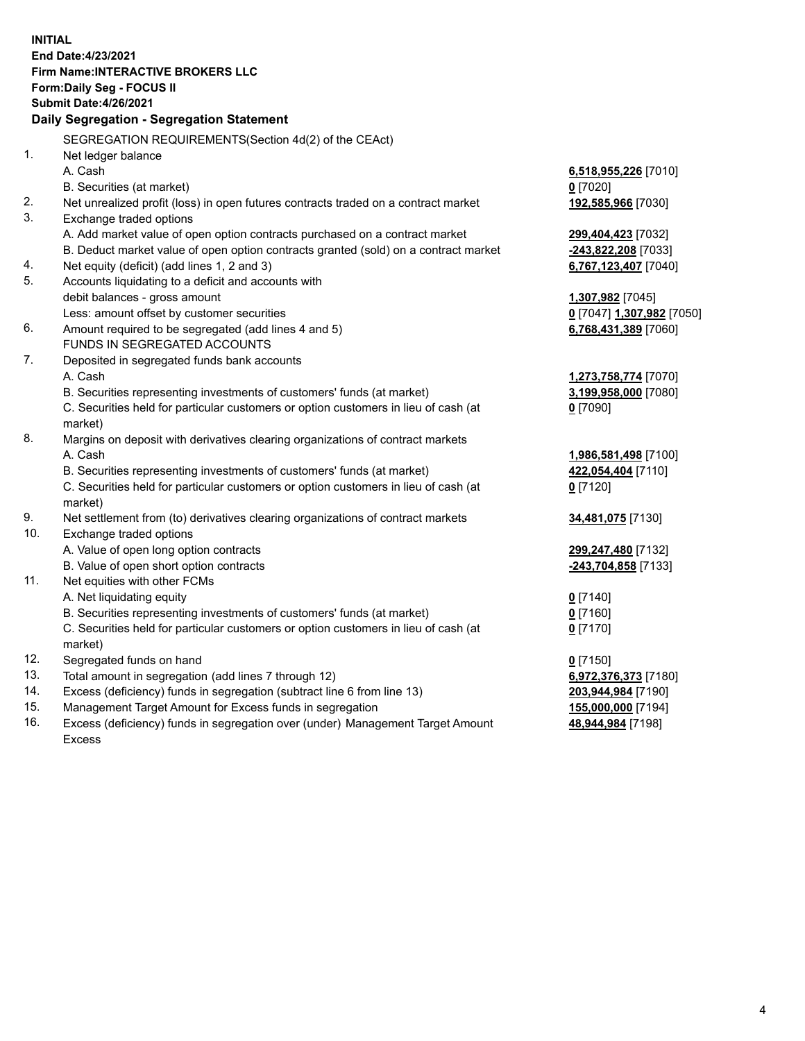**INITIAL**
**End Date:4/23/2021**
**Firm Name:INTERACTIVE BROKERS LLC**
**Form:Daily Seg - FOCUS II**
**Submit Date:4/26/2021**

**Daily Segregation - Segregation Statement**

| | | |
|---|---|---|
| | SEGREGATION REQUIREMENTS(Section 4d(2) of the CEAct) | |
| 1. | Net ledger balance | |
| | A. Cash | **6,518,955,226** [7010] |
| | B. Securities (at market) | **0** [7020] |
| 2. | Net unrealized profit (loss) in open futures contracts traded on a contract market | **192,585,966** [7030] |
| 3. | Exchange traded options | |
| | A. Add market value of open option contracts purchased on a contract market | **299,404,423** [7032] |
| | B. Deduct market value of open option contracts granted (sold) on a contract market | **-243,822,208** [7033] |
| 4. | Net equity (deficit) (add lines 1, 2 and 3) | **6,767,123,407** [7040] |
| 5. | Accounts liquidating to a deficit and accounts with debit balances - gross amount | **1,307,982** [7045] |
| | Less: amount offset by customer securities | **0** [7047] **1,307,982** [7050] |
| 6. | Amount required to be segregated (add lines 4 and 5) | **6,768,431,389** [7060] |
| | FUNDS IN SEGREGATED ACCOUNTS | |
| 7. | Deposited in segregated funds bank accounts | |
| | A. Cash | **1,273,758,774** [7070] |
| | B. Securities representing investments of customers' funds (at market) | **3,199,958,000** [7080] |
| | C. Securities held for particular customers or option customers in lieu of cash (at market) | **0** [7090] |
| 8. | Margins on deposit with derivatives clearing organizations of contract markets | |
| | A. Cash | **1,986,581,498** [7100] |
| | B. Securities representing investments of customers' funds (at market) | **422,054,404** [7110] |
| | C. Securities held for particular customers or option customers in lieu of cash (at market) | **0** [7120] |
| 9. | Net settlement from (to) derivatives clearing organizations of contract markets | **34,481,075** [7130] |
| 10. | Exchange traded options | |
| | A. Value of open long option contracts | **299,247,480** [7132] |
| | B. Value of open short option contracts | **-243,704,858** [7133] |
| 11. | Net equities with other FCMs | |
| | A. Net liquidating equity | **0** [7140] |
| | B. Securities representing investments of customers' funds (at market) | **0** [7160] |
| | C. Securities held for particular customers or option customers in lieu of cash (at market) | **0** [7170] |
| 12. | Segregated funds on hand | **0** [7150] |
| 13. | Total amount in segregation (add lines 7 through 12) | **6,972,376,373** [7180] |
| 14. | Excess (deficiency) funds in segregation (subtract line 6 from line 13) | **203,944,984** [7190] |
| 15. | Management Target Amount for Excess funds in segregation | **155,000,000** [7194] |
| 16. | Excess (deficiency) funds in segregation over (under) Management Target Amount Excess | **48,944,984** [7198] |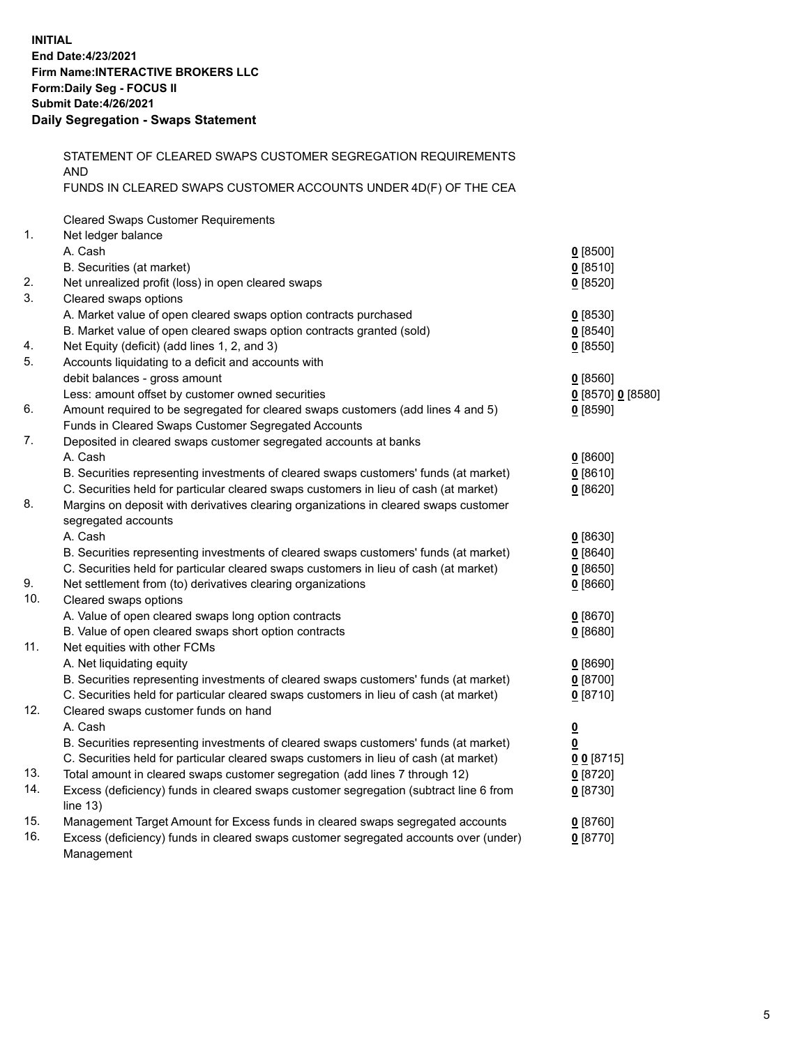**INITIAL**
**End Date:4/23/2021**
**Firm Name:INTERACTIVE BROKERS LLC**
**Form:Daily Seg - FOCUS II**
**Submit Date:4/26/2021**
**Daily Segregation - Swaps Statement**

STATEMENT OF CLEARED SWAPS CUSTOMER SEGREGATION REQUIREMENTS AND FUNDS IN CLEARED SWAPS CUSTOMER ACCOUNTS UNDER 4D(F) OF THE CEA

| | | |
|---|---|---|
| | Cleared Swaps Customer Requirements | |
| 1. | Net ledger balance | |
| | A. Cash | 0 [8500] |
| | B. Securities (at market) | 0 [8510] |
| 2. | Net unrealized profit (loss) in open cleared swaps | 0 [8520] |
| 3. | Cleared swaps options | |
| | A. Market value of open cleared swaps option contracts purchased | 0 [8530] |
| | B. Market value of open cleared swaps option contracts granted (sold) | 0 [8540] |
| 4. | Net Equity (deficit) (add lines 1, 2, and 3) | 0 [8550] |
| 5. | Accounts liquidating to a deficit and accounts with debit balances - gross amount | 0 [8560] |
| | Less: amount offset by customer owned securities | 0 [8570] 0 [8580] |
| 6. | Amount required to be segregated for cleared swaps customers (add lines 4 and 5) | 0 [8590] |
| | Funds in Cleared Swaps Customer Segregated Accounts | |
| 7. | Deposited in cleared swaps customer segregated accounts at banks | |
| | A. Cash | 0 [8600] |
| | B. Securities representing investments of cleared swaps customers' funds (at market) | 0 [8610] |
| | C. Securities held for particular cleared swaps customers in lieu of cash (at market) | 0 [8620] |
| 8. | Margins on deposit with derivatives clearing organizations in cleared swaps customer segregated accounts | |
| | A. Cash | 0 [8630] |
| | B. Securities representing investments of cleared swaps customers' funds (at market) | 0 [8640] |
| | C. Securities held for particular cleared swaps customers in lieu of cash (at market) | 0 [8650] |
| 9. | Net settlement from (to) derivatives clearing organizations | 0 [8660] |
| 10. | Cleared swaps options | |
| | A. Value of open cleared swaps long option contracts | 0 [8670] |
| | B. Value of open cleared swaps short option contracts | 0 [8680] |
| 11. | Net equities with other FCMs | |
| | A. Net liquidating equity | 0 [8690] |
| | B. Securities representing investments of cleared swaps customers' funds (at market) | 0 [8700] |
| | C. Securities held for particular cleared swaps customers in lieu of cash (at market) | 0 [8710] |
| 12. | Cleared swaps customer funds on hand | |
| | A. Cash | 0 |
| | B. Securities representing investments of cleared swaps customers' funds (at market) | 0 |
| | C. Securities held for particular cleared swaps customers in lieu of cash (at market) | 0 0 [8715] |
| 13. | Total amount in cleared swaps customer segregation (add lines 7 through 12) | 0 [8720] |
| 14. | Excess (deficiency) funds in cleared swaps customer segregation (subtract line 6 from line 13) | 0 [8730] |
| 15. | Management Target Amount for Excess funds in cleared swaps segregated accounts | 0 [8760] |
| 16. | Excess (deficiency) funds in cleared swaps customer segregated accounts over (under) Management | 0 [8770] |